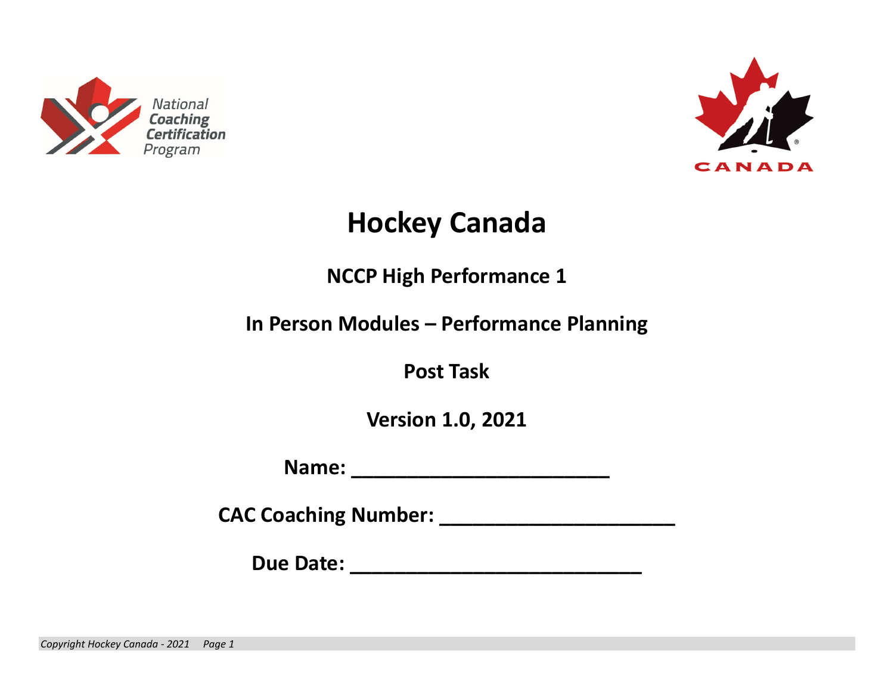# Hockey Canada

## NCCP High Performance 1

## In Person Modules – Performance Planning

## Post Task

## Version 1.0, 2021

**Name: ________________________**

**CAC Coaching Number: _____________________**

**Due Date: ___________________________**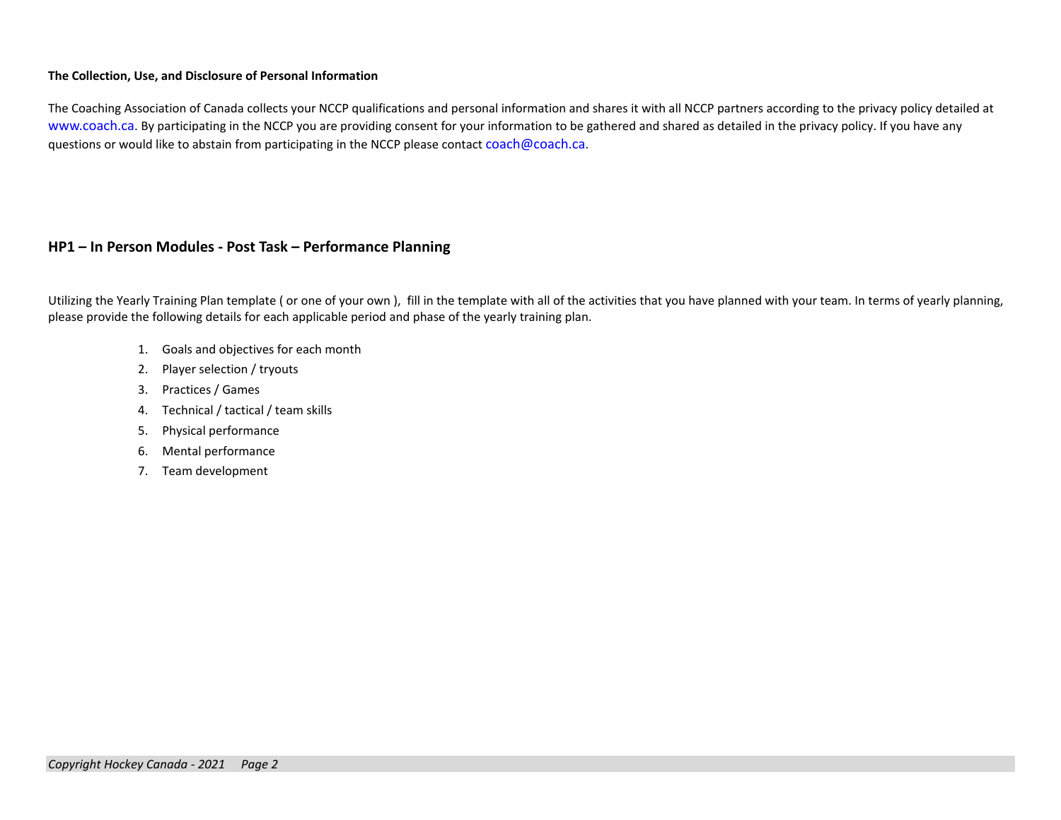**The Collection, Use, and Disclosure of Personal Information**

The Coaching Association of Canada collects your NCCP qualifications and personal information and shares it with all NCCP partners according to the privacy policy detailed at www.coach.ca. By participating in the NCCP you are providing consent for your information to be gathered and shared as detailed in the privacy policy. If you have any questions or would like to abstain from participating in the NCCP please contact coach@coach.ca.

## HP1 – In Person Modules - Post Task – Performance Planning

Utilizing the Yearly Training Plan template ( or one of your own ),  fill in the template with all of the activities that you have planned with your team. In terms of yearly planning, please provide the following details for each applicable period and phase of the yearly training plan.

1. Goals and objectives for each month
2. Player selection / tryouts
3. Practices / Games
4. Technical / tactical / team skills
5. Physical performance
6. Mental performance
7. Team development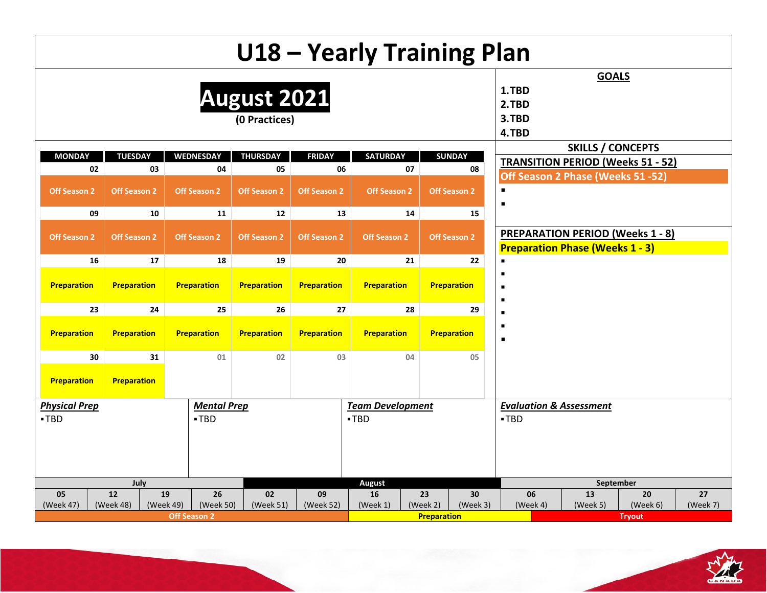# U18 – Yearly Training Plan

## August 2021

(0 Practices)

| MONDAY | TUESDAY | WEDNESDAY | THURSDAY | FRIDAY | SATURDAY | SUNDAY |
|---|---|---|---|---|---|---|
| 02 | 03 | 04 | 05 | 06 | 07 | 08 |
| Off Season 2 | Off Season 2 | Off Season 2 | Off Season 2 | Off Season 2 | Off Season 2 | Off Season 2 |
| 09 | 10 | 11 | 12 | 13 | 14 | 15 |
| Off Season 2 | Off Season 2 | Off Season 2 | Off Season 2 | Off Season 2 | Off Season 2 | Off Season 2 |
| 16 | 17 | 18 | 19 | 20 | 21 | 22 |
| Preparation | Preparation | Preparation | Preparation | Preparation | Preparation | Preparation |
| 23 | 24 | 25 | 26 | 27 | 28 | 29 |
| Preparation | Preparation | Preparation | Preparation | Preparation | Preparation | Preparation |
| 30 | 31 | 01 | 02 | 03 | 04 | 05 |
| Preparation | Preparation | | | | | |

**GOALS**

1. TBD
2. TBD
3. TBD
4. TBD

**SKILLS / CONCEPTS**

**TRANSITION PERIOD (Weeks 51 - 52)**

**Off Season 2 Phase (Weeks 51 -52)**

- 
- 

**PREPARATION PERIOD (Weeks 1 - 8)**

**Preparation Phase (Weeks 1 - 3)**

- 
- 
- 
- 
- 
- 
- 

***Physical Prep***

- TBD

***Mental Prep***

- TBD

***Team Development***

- TBD

***Evaluation & Assessment***

- TBD

| July | | | | August | | | | | September | | | |
|---|---|---|---|---|---|---|---|---|---|---|---|---|
| 05 (Week 47) | 12 (Week 48) | 19 (Week 49) | 26 (Week 50) | 02 (Week 51) | 09 (Week 52) | 16 (Week 1) | 23 (Week 2) | 30 (Week 3) | 06 (Week 4) | 13 (Week 5) | 20 (Week 6) | 27 (Week 7) |
| Off Season 2 | | | | | | Preparation | | | | Tryout | | |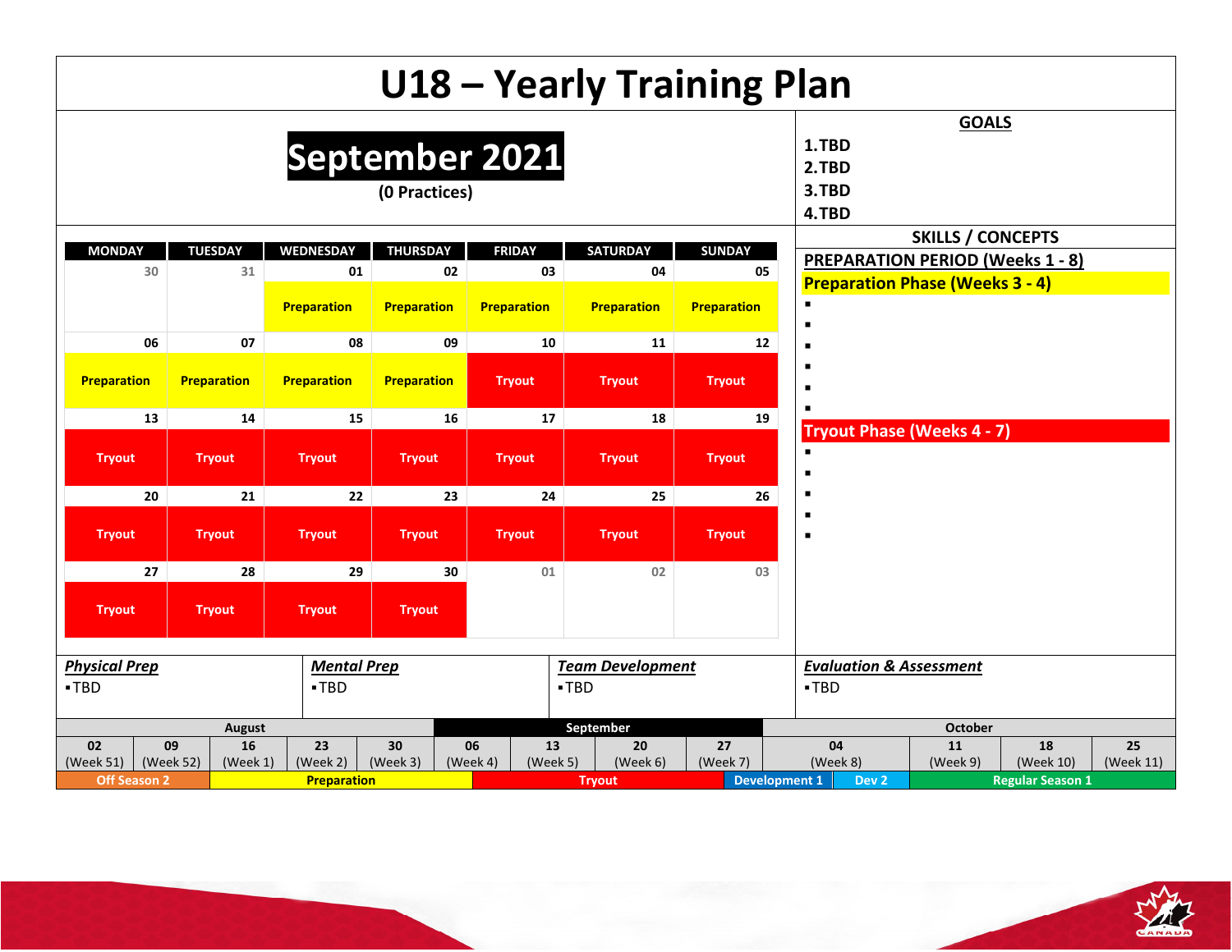# U18 – Yearly Training Plan

## September 2021

(0 Practices)

| MONDAY | TUESDAY | WEDNESDAY | THURSDAY | FRIDAY | SATURDAY | SUNDAY |
|---|---|---|---|---|---|---|
| 30 | 31 | 01 Preparation | 02 Preparation | 03 Preparation | 04 Preparation | 05 Preparation |
| 06 Preparation | 07 Preparation | 08 Preparation | 09 Preparation | 10 Tryout | 11 Tryout | 12 Tryout |
| 13 Tryout | 14 Tryout | 15 Tryout | 16 Tryout | 17 Tryout | 18 Tryout | 19 Tryout |
| 20 Tryout | 21 Tryout | 22 Tryout | 23 Tryout | 24 Tryout | 25 Tryout | 26 Tryout |
| 27 Tryout | 28 Tryout | 29 Tryout | 30 Tryout | 01 | 02 | 03 |

**GOALS**

1. TBD
2. TBD
3. TBD
4. TBD

**SKILLS / CONCEPTS**

**PREPARATION PERIOD (Weeks 1 - 8)**

**Preparation Phase (Weeks 3 - 4)**

-
-
-
-
-
-

**Tryout Phase (Weeks 4 - 7)**

-
-
-
-
-

***Physical Prep***
- TBD

***Mental Prep***
- TBD

***Team Development***
- TBD

***Evaluation & Assessment***
- TBD

| August | | | | | September | | | | October | | | |
|---|---|---|---|---|---|---|---|---|---|---|---|---|
| 02 (Week 51) | 09 (Week 52) | 16 (Week 1) | 23 (Week 2) | 30 (Week 3) | 06 (Week 4) | 13 (Week 5) | 20 (Week 6) | 27 (Week 7) | 04 (Week 8) | 11 (Week 9) | 18 (Week 10) | 25 (Week 11) |
| Off Season 2 | | Preparation | | | Tryout | | | Development 1 | Dev 2 | Regular Season 1 | | |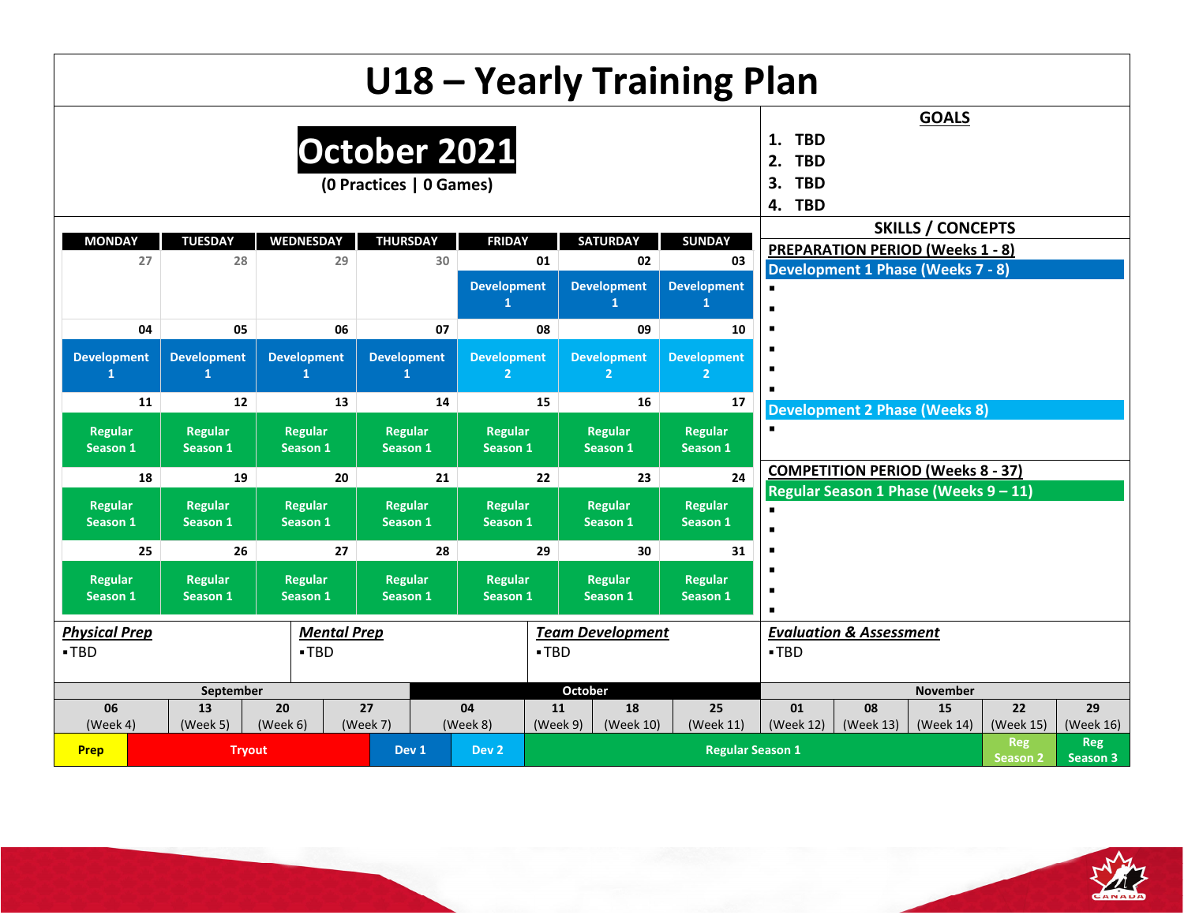# U18 – Yearly Training Plan

## October 2021

**(0 Practices | 0 Games)**

| MONDAY | TUESDAY | WEDNESDAY | THURSDAY | FRIDAY | SATURDAY | SUNDAY |
|---|---|---|---|---|---|---|
| 27 | 28 | 29 | 30 | 01 | 02 | 03 |
| | | | | Development 1 | Development 1 | Development 1 |
| 04 | 05 | 06 | 07 | 08 | 09 | 10 |
| Development 1 | Development 1 | Development 1 | Development 1 | Development 2 | Development 2 | Development 2 |
| 11 | 12 | 13 | 14 | 15 | 16 | 17 |
| Regular Season 1 | Regular Season 1 | Regular Season 1 | Regular Season 1 | Regular Season 1 | Regular Season 1 | Regular Season 1 |
| 18 | 19 | 20 | 21 | 22 | 23 | 24 |
| Regular Season 1 | Regular Season 1 | Regular Season 1 | Regular Season 1 | Regular Season 1 | Regular Season 1 | Regular Season 1 |
| 25 | 26 | 27 | 28 | 29 | 30 | 31 |
| Regular Season 1 | Regular Season 1 | Regular Season 1 | Regular Season 1 | Regular Season 1 | Regular Season 1 | Regular Season 1 |

### GOALS

1. TBD
2. TBD
3. TBD
4. TBD

### SKILLS / CONCEPTS

**PREPARATION PERIOD (Weeks 1 - 8)**

Development 1 Phase (Weeks 7 - 8)

- 
- 
- 
- 
- 
- 

Development 2 Phase (Weeks 8)

- 

**COMPETITION PERIOD (Weeks 8 - 37)**

Regular Season 1 Phase (Weeks 9 – 11)

- 
- 
- 
- 
- 
- 

***Physical Prep***
- TBD

***Mental Prep***
- TBD

***Team Development***
- TBD

***Evaluation & Assessment***
- TBD

| September | | | | October | | | | November | | | | |
|---|---|---|---|---|---|---|---|---|---|---|---|---|
| 06 (Week 4) | 13 (Week 5) | 20 (Week 6) | 27 (Week 7) | 04 (Week 8) | 11 (Week 9) | 18 (Week 10) | 25 (Week 11) | 01 (Week 12) | 08 (Week 13) | 15 (Week 14) | 22 (Week 15) | 29 (Week 16) |
| Prep | Tryout | | Dev 1 | Dev 2 | Regular Season 1 | | | | | | Reg Season 2 | Reg Season 3 |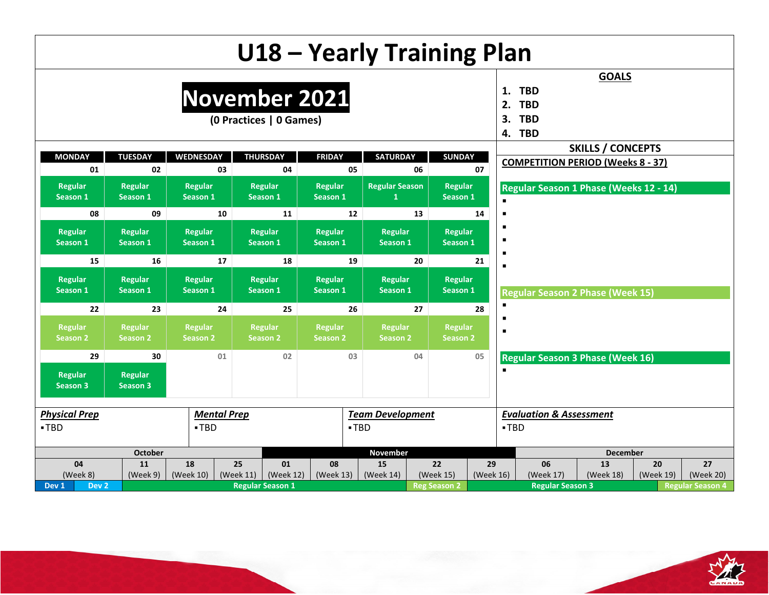# U18 – Yearly Training Plan

## November 2021

**(0 Practices | 0 Games)**

| MONDAY | TUESDAY | WEDNESDAY | THURSDAY | FRIDAY | SATURDAY | SUNDAY |
|---|---|---|---|---|---|---|
| 01 | 02 | 03 | 04 | 05 | 06 | 07 |
| Regular Season 1 | Regular Season 1 | Regular Season 1 | Regular Season 1 | Regular Season 1 | Regular Season 1 | Regular Season 1 |
| 08 | 09 | 10 | 11 | 12 | 13 | 14 |
| Regular Season 1 | Regular Season 1 | Regular Season 1 | Regular Season 1 | Regular Season 1 | Regular Season 1 | Regular Season 1 |
| 15 | 16 | 17 | 18 | 19 | 20 | 21 |
| Regular Season 1 | Regular Season 1 | Regular Season 1 | Regular Season 1 | Regular Season 1 | Regular Season 1 | Regular Season 1 |
| 22 | 23 | 24 | 25 | 26 | 27 | 28 |
| Regular Season 2 | Regular Season 2 | Regular Season 2 | Regular Season 2 | Regular Season 2 | Regular Season 2 | Regular Season 2 |
| 29 | 30 | 01 | 02 | 03 | 04 | 05 |
| Regular Season 3 | Regular Season 3 | | | | | |

**GOALS**

1. TBD
2. TBD
3. TBD
4. TBD

**SKILLS / CONCEPTS**

**COMPETITION PERIOD (Weeks 8 - 37)**

**Regular Season 1 Phase (Weeks 12 - 14)**

- 
- 
- 
- 
- 
- 

**Regular Season 2 Phase (Week 15)**

- 
- 
- 

**Regular Season 3 Phase (Week 16)**

- 

***Physical Prep***
- TBD

***Mental Prep***
- TBD

***Team Development***
- TBD

***Evaluation & Assessment***
- TBD

| October | | | | November | | | | | December | | | |
|---|---|---|---|---|---|---|---|---|---|---|---|---|
| 04 (Week 8) | 11 (Week 9) | 18 (Week 10) | 25 (Week 11) | 01 (Week 12) | 08 (Week 13) | 15 (Week 14) | 22 (Week 15) | 29 (Week 16) | 06 (Week 17) | 13 (Week 18) | 20 (Week 19) | 27 (Week 20) |
| Dev 1 / Dev 2 | Regular Season 1 | | | | | | Reg Season 2 | Regular Season 3 | | | Regular Season 4 | |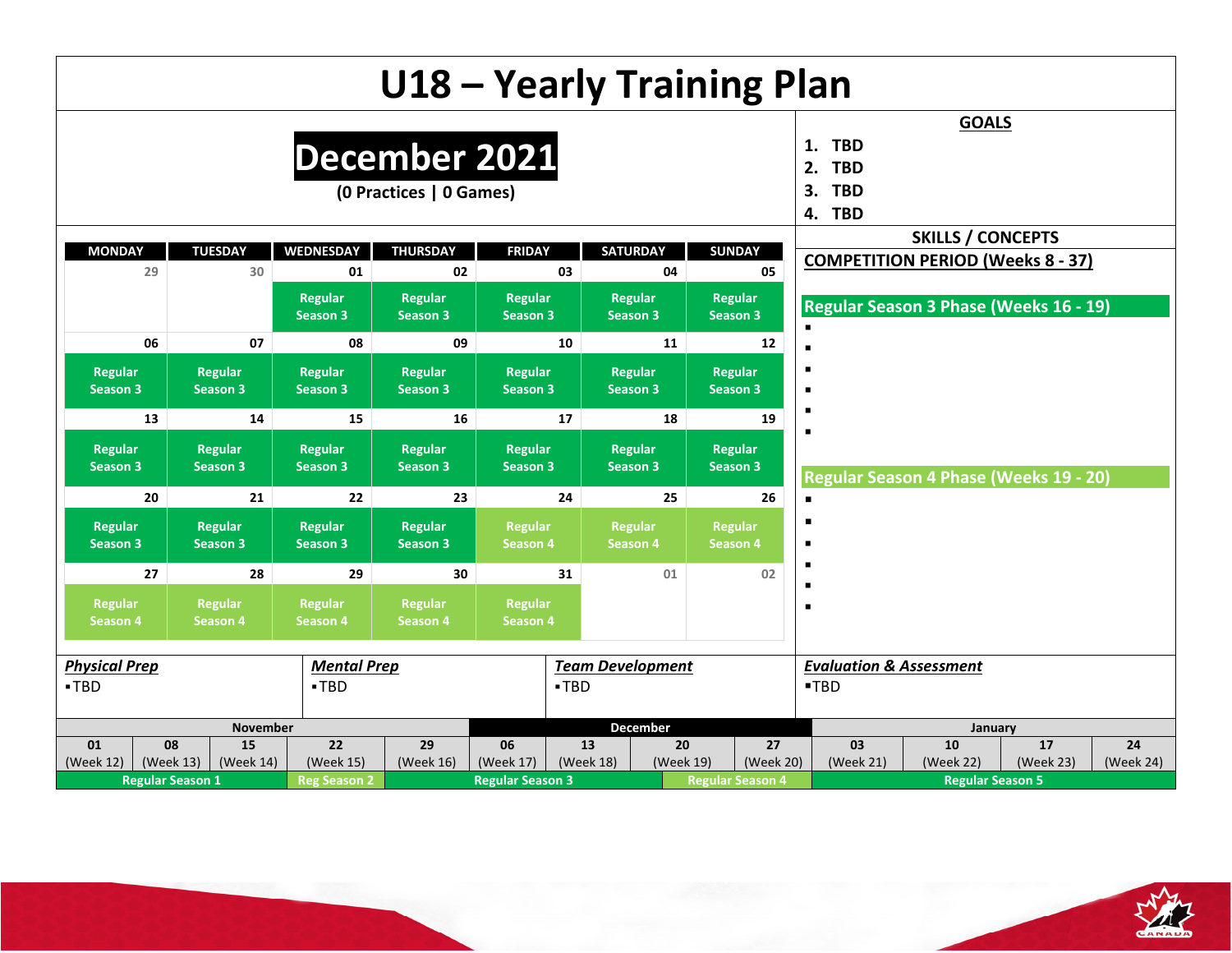# U18 – Yearly Training Plan

## December 2021

**(0 Practices | 0 Games)**

| MONDAY | TUESDAY | WEDNESDAY | THURSDAY | FRIDAY | SATURDAY | SUNDAY |
|---|---|---|---|---|---|---|
| 29 | 30 | 01 | 02 | 03 | 04 | 05 |
| | | Regular Season 3 | Regular Season 3 | Regular Season 3 | Regular Season 3 | Regular Season 3 |
| 06 | 07 | 08 | 09 | 10 | 11 | 12 |
| Regular Season 3 | Regular Season 3 | Regular Season 3 | Regular Season 3 | Regular Season 3 | Regular Season 3 | Regular Season 3 |
| 13 | 14 | 15 | 16 | 17 | 18 | 19 |
| Regular Season 3 | Regular Season 3 | Regular Season 3 | Regular Season 3 | Regular Season 3 | Regular Season 3 | Regular Season 3 |
| 20 | 21 | 22 | 23 | 24 | 25 | 26 |
| Regular Season 3 | Regular Season 3 | Regular Season 3 | Regular Season 3 | Regular Season 4 | Regular Season 4 | Regular Season 4 |
| 27 | 28 | 29 | 30 | 31 | 01 | 02 |
| Regular Season 4 | Regular Season 4 | Regular Season 4 | Regular Season 4 | Regular Season 4 | | |

### GOALS

1. TBD
2. TBD
3. TBD
4. TBD

### SKILLS / CONCEPTS

**COMPETITION PERIOD (Weeks 8 - 37)**

**Regular Season 3 Phase (Weeks 16 - 19)**

- 
- 
- 
- 
- 
- 

**Regular Season 4 Phase (Weeks 19 - 20)**

- 
- 
- 
- 
- 
- 

***Physical Prep***
- TBD

***Mental Prep***
- TBD

***Team Development***
- TBD

***Evaluation & Assessment***
- TBD

| November | | | | | December | | | | January | | | |
|---|---|---|---|---|---|---|---|---|---|---|---|---|
| 01 (Week 12) | 08 (Week 13) | 15 (Week 14) | 22 (Week 15) | 29 (Week 16) | 06 (Week 17) | 13 (Week 18) | 20 (Week 19) | 27 (Week 20) | 03 (Week 21) | 10 (Week 22) | 17 (Week 23) | 24 (Week 24) |
| Regular Season 1 | | | Reg Season 2 | Regular Season 3 | | | Regular Season 4 | | Regular Season 5 | | | |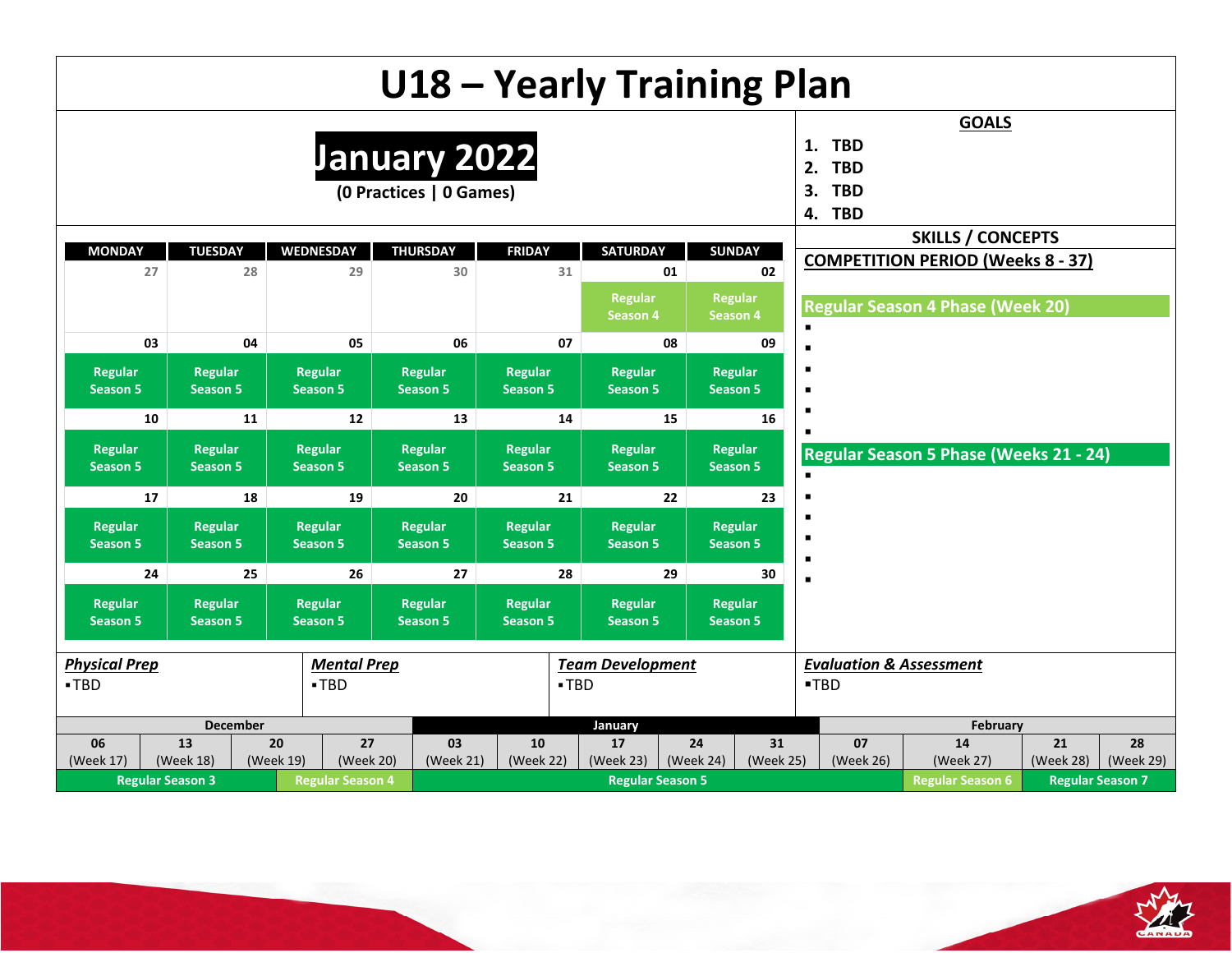# U18 – Yearly Training Plan

## January 2022

**(0 Practices | 0 Games)**

**GOALS**

1. **TBD**
2. **TBD**
3. **TBD**
4. **TBD**

| MONDAY | TUESDAY | WEDNESDAY | THURSDAY | FRIDAY | SATURDAY | SUNDAY |
|---|---|---|---|---|---|---|
| 27 | 28 | 29 | 30 | 31 | 01 | 02 |
| | | | | | Regular Season 4 | Regular Season 4 |
| 03 | 04 | 05 | 06 | 07 | 08 | 09 |
| Regular Season 5 | Regular Season 5 | Regular Season 5 | Regular Season 5 | Regular Season 5 | Regular Season 5 | Regular Season 5 |
| 10 | 11 | 12 | 13 | 14 | 15 | 16 |
| Regular Season 5 | Regular Season 5 | Regular Season 5 | Regular Season 5 | Regular Season 5 | Regular Season 5 | Regular Season 5 |
| 17 | 18 | 19 | 20 | 21 | 22 | 23 |
| Regular Season 5 | Regular Season 5 | Regular Season 5 | Regular Season 5 | Regular Season 5 | Regular Season 5 | Regular Season 5 |
| 24 | 25 | 26 | 27 | 28 | 29 | 30 |
| Regular Season 5 | Regular Season 5 | Regular Season 5 | Regular Season 5 | Regular Season 5 | Regular Season 5 | Regular Season 5 |

### SKILLS / CONCEPTS

**COMPETITION PERIOD (Weeks 8 - 37)**

**Regular Season 4 Phase (Week 20)**

- 
- 
- 
- 
- 
- 

**Regular Season 5 Phase (Weeks 21 - 24)**

- 
- 
- 
- 
- 
- 

***Physical Prep***
- TBD

***Mental Prep***
- TBD

***Team Development***
- TBD

***Evaluation & Assessment***
- TBD

| December | | | | January | | | | | February | | | |
|---|---|---|---|---|---|---|---|---|---|---|---|---|
| 06 (Week 17) | 13 (Week 18) | 20 (Week 19) | 27 (Week 20) | 03 (Week 21) | 10 (Week 22) | 17 (Week 23) | 24 (Week 24) | 31 (Week 25) | 07 (Week 26) | 14 (Week 27) | 21 (Week 28) | 28 (Week 29) |
| Regular Season 3 | | | Regular Season 4 | Regular Season 5 | | | | | | Regular Season 6 | Regular Season 7 | |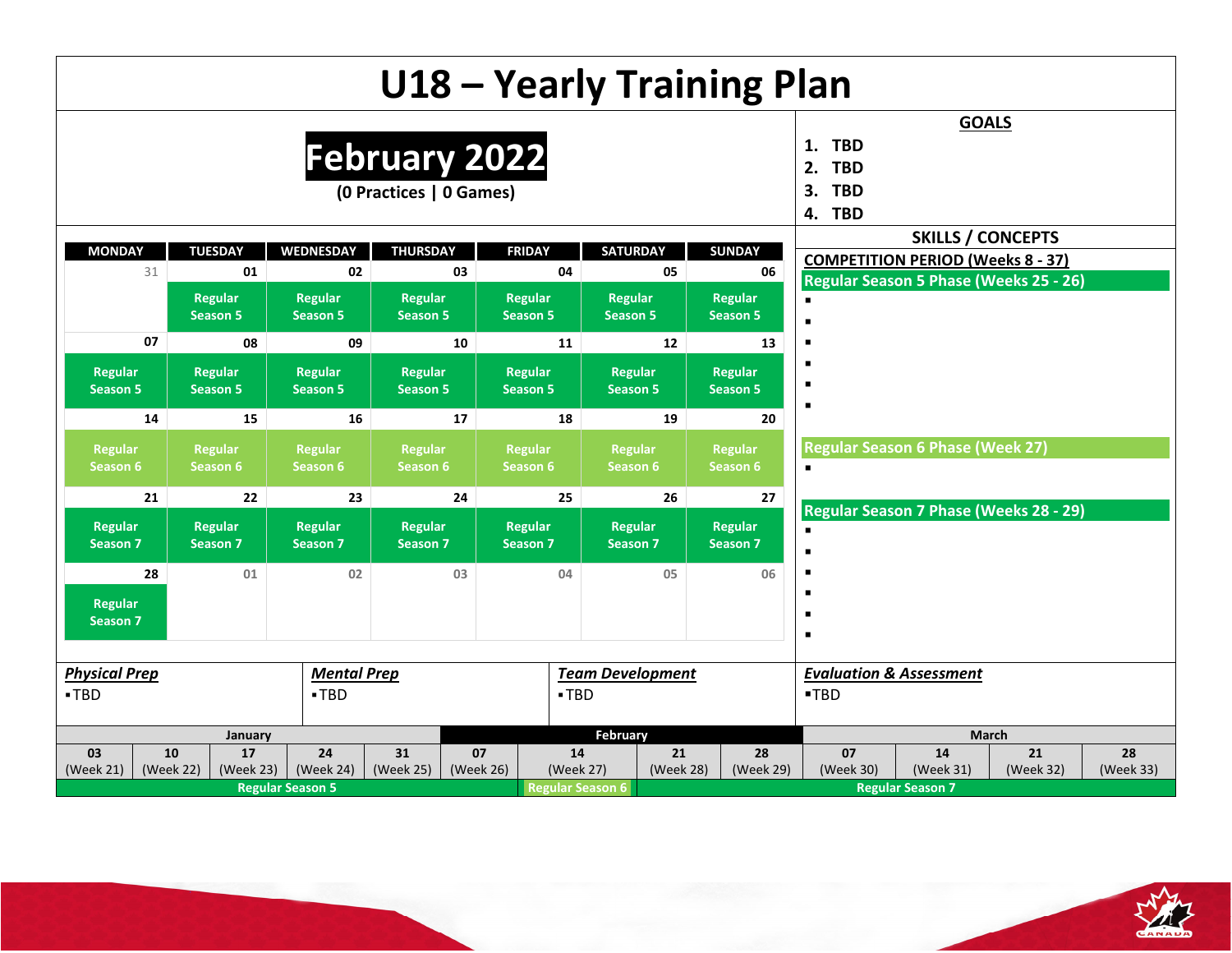# U18 – Yearly Training Plan

## February 2022

**(0 Practices | 0 Games)**

| MONDAY | TUESDAY | WEDNESDAY | THURSDAY | FRIDAY | SATURDAY | SUNDAY |
|---|---|---|---|---|---|---|
| 31 | 01 | 02 | 03 | 04 | 05 | 06 |
| | Regular Season 5 | Regular Season 5 | Regular Season 5 | Regular Season 5 | Regular Season 5 | Regular Season 5 |
| 07 | 08 | 09 | 10 | 11 | 12 | 13 |
| Regular Season 5 | Regular Season 5 | Regular Season 5 | Regular Season 5 | Regular Season 5 | Regular Season 5 | Regular Season 5 |
| 14 | 15 | 16 | 17 | 18 | 19 | 20 |
| Regular Season 6 | Regular Season 6 | Regular Season 6 | Regular Season 6 | Regular Season 6 | Regular Season 6 | Regular Season 6 |
| 21 | 22 | 23 | 24 | 25 | 26 | 27 |
| Regular Season 7 | Regular Season 7 | Regular Season 7 | Regular Season 7 | Regular Season 7 | Regular Season 7 | Regular Season 7 |
| 28 | 01 | 02 | 03 | 04 | 05 | 06 |
| Regular Season 7 | | | | | | |

### GOALS

1. TBD
2. TBD
3. TBD
4. TBD

### SKILLS / CONCEPTS

**COMPETITION PERIOD (Weeks 8 - 37)**

**Regular Season 5 Phase (Weeks 25 - 26)**

- 
- 
- 
- 
- 
- 

**Regular Season 6 Phase (Week 27)**

- 

**Regular Season 7 Phase (Weeks 28 - 29)**

- 
- 
- 
- 
- 
- 

***Physical Prep***
- TBD

***Mental Prep***
- TBD

***Team Development***
- TBD

***Evaluation & Assessment***
- TBD

| January | | | | | February | | | | March | | | |
|---|---|---|---|---|---|---|---|---|---|---|---|---|
| 03 (Week 21) | 10 (Week 22) | 17 (Week 23) | 24 (Week 24) | 31 (Week 25) | 07 (Week 26) | 14 (Week 27) | 21 (Week 28) | 28 (Week 29) | 07 (Week 30) | 14 (Week 31) | 21 (Week 32) | 28 (Week 33) |
| Regular Season 5 | | | | | | Regular Season 6 | Regular Season 7 | | | | | |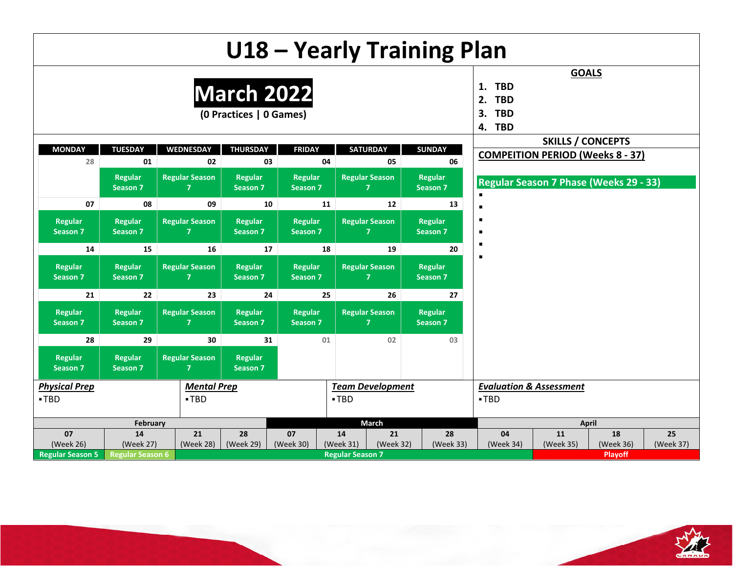# U18 – Yearly Training Plan

## March 2022

**(0 Practices | 0 Games)**

| MONDAY | TUESDAY | WEDNESDAY | THURSDAY | FRIDAY | SATURDAY | SUNDAY |
|---|---|---|---|---|---|---|
| 28 | 01 | 02 | 03 | 04 | 05 | 06 |
| | Regular Season 7 | Regular Season 7 | Regular Season 7 | Regular Season 7 | Regular Season 7 | Regular Season 7 |
| 07 | 08 | 09 | 10 | 11 | 12 | 13 |
| Regular Season 7 | Regular Season 7 | Regular Season 7 | Regular Season 7 | Regular Season 7 | Regular Season 7 | Regular Season 7 |
| 14 | 15 | 16 | 17 | 18 | 19 | 20 |
| Regular Season 7 | Regular Season 7 | Regular Season 7 | Regular Season 7 | Regular Season 7 | Regular Season 7 | Regular Season 7 |
| 21 | 22 | 23 | 24 | 25 | 26 | 27 |
| Regular Season 7 | Regular Season 7 | Regular Season 7 | Regular Season 7 | Regular Season 7 | Regular Season 7 | Regular Season 7 |
| 28 | 29 | 30 | 31 | 01 | 02 | 03 |
| Regular Season 7 | Regular Season 7 | Regular Season 7 | Regular Season 7 | | | |

### GOALS

1. TBD
2. TBD
3. TBD
4. TBD

### SKILLS / CONCEPTS

**COMPEITION PERIOD (Weeks 8 - 37)**

**Regular Season 7 Phase (Weeks 29 - 33)**

- 
- 
- 
- 
- 
- 

***Physical Prep***

- TBD

***Mental Prep***

- TBD

***Team Development***

- TBD

***Evaluation & Assessment***

- TBD

| February | | | | March | | | | April | | | |
|---|---|---|---|---|---|---|---|---|---|---|---|
| 07 (Week 26) | 14 (Week 27) | 21 (Week 28) | 28 (Week 29) | 07 (Week 30) | 14 (Week 31) | 21 (Week 32) | 28 (Week 33) | 04 (Week 34) | 11 (Week 35) | 18 (Week 36) | 25 (Week 37) |
| Regular Season 5 | Regular Season 6 | Regular Season 7 | | | | | | | Playoff | | |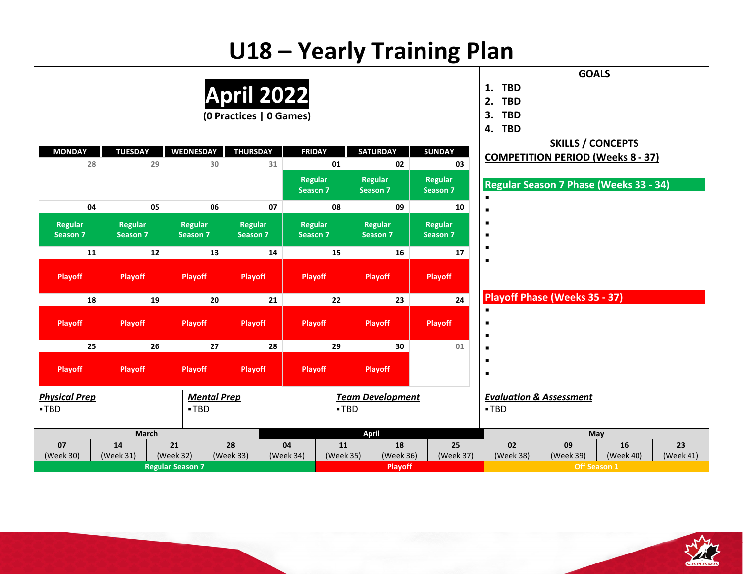# U18 – Yearly Training Plan

## April 2022

**(0 Practices | 0 Games)**

| MONDAY | TUESDAY | WEDNESDAY | THURSDAY | FRIDAY | SATURDAY | SUNDAY |
|---|---|---|---|---|---|---|
| 28 | 29 | 30 | 31 | 01 | 02 | 03 |
| | | | | Regular Season 7 | Regular Season 7 | Regular Season 7 |
| 04 | 05 | 06 | 07 | 08 | 09 | 10 |
| Regular Season 7 | Regular Season 7 | Regular Season 7 | Regular Season 7 | Regular Season 7 | Regular Season 7 | Regular Season 7 |
| 11 | 12 | 13 | 14 | 15 | 16 | 17 |
| Playoff | Playoff | Playoff | Playoff | Playoff | Playoff | Playoff |
| 18 | 19 | 20 | 21 | 22 | 23 | 24 |
| Playoff | Playoff | Playoff | Playoff | Playoff | Playoff | Playoff |
| 25 | 26 | 27 | 28 | 29 | 30 | 01 |
| Playoff | Playoff | Playoff | Playoff | Playoff | Playoff | |

### GOALS

1. TBD
2. TBD
3. TBD
4. TBD

### SKILLS / CONCEPTS

**COMPETITION PERIOD (Weeks 8 - 37)**

**Regular Season 7 Phase (Weeks 33 - 34)**

- 
- 
- 
- 
- 
- 

**Playoff Phase (Weeks 35 - 37)**

- 
- 
- 
- 
- 
- 

***Physical Prep***
- TBD

***Mental Prep***
- TBD

***Team Development***
- TBD

***Evaluation & Assessment***
- TBD

| March | | | | April | | | | May | | | |
|---|---|---|---|---|---|---|---|---|---|---|---|
| 07 (Week 30) | 14 (Week 31) | 21 (Week 32) | 28 (Week 33) | 04 (Week 34) | 11 (Week 35) | 18 (Week 36) | 25 (Week 37) | 02 (Week 38) | 09 (Week 39) | 16 (Week 40) | 23 (Week 41) |
| Regular Season 7 | | | | | Playoff | | | Off Season 1 | | | |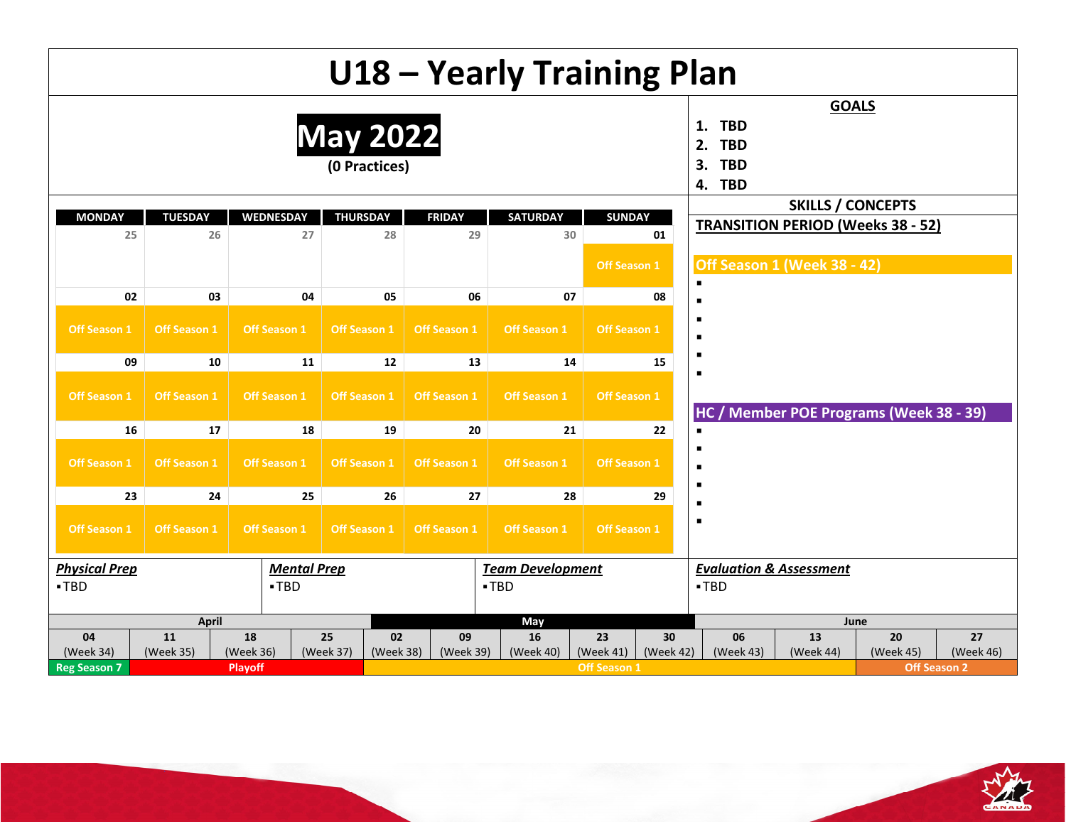# U18 – Yearly Training Plan

## May 2022

**(0 Practices)**

| MONDAY | TUESDAY | WEDNESDAY | THURSDAY | FRIDAY | SATURDAY | SUNDAY |
|---|---|---|---|---|---|---|
| 25 | 26 | 27 | 28 | 29 | 30 | 01 |
| | | | | | | Off Season 1 |
| 02 | 03 | 04 | 05 | 06 | 07 | 08 |
| Off Season 1 | Off Season 1 | Off Season 1 | Off Season 1 | Off Season 1 | Off Season 1 | Off Season 1 |
| 09 | 10 | 11 | 12 | 13 | 14 | 15 |
| Off Season 1 | Off Season 1 | Off Season 1 | Off Season 1 | Off Season 1 | Off Season 1 | Off Season 1 |
| 16 | 17 | 18 | 19 | 20 | 21 | 22 |
| Off Season 1 | Off Season 1 | Off Season 1 | Off Season 1 | Off Season 1 | Off Season 1 | Off Season 1 |
| 23 | 24 | 25 | 26 | 27 | 28 | 29 |
| Off Season 1 | Off Season 1 | Off Season 1 | Off Season 1 | Off Season 1 | Off Season 1 | Off Season 1 |

### GOALS

1. TBD
2. TBD
3. TBD
4. TBD

### SKILLS / CONCEPTS

**TRANSITION PERIOD (Weeks 38 - 52)**

**Off Season 1 (Week 38 - 42)**

- 
- 
- 
- 
- 
- 

**HC / Member POE Programs (Week 38 - 39)**

- 
- 
- 
- 
- 
- 

***Physical Prep***
- TBD

***Mental Prep***
- TBD

***Team Development***
- TBD

***Evaluation & Assessment***
- TBD

| April | | | | May | | | | | June | | | |
|---|---|---|---|---|---|---|---|---|---|---|---|---|
| 04 (Week 34) | 11 (Week 35) | 18 (Week 36) | 25 (Week 37) | 02 (Week 38) | 09 (Week 39) | 16 (Week 40) | 23 (Week 41) | 30 (Week 42) | 06 (Week 43) | 13 (Week 44) | 20 (Week 45) | 27 (Week 46) |
| Reg Season 7 | Playoff | | | Off Season 1 | | | | | | | Off Season 2 | |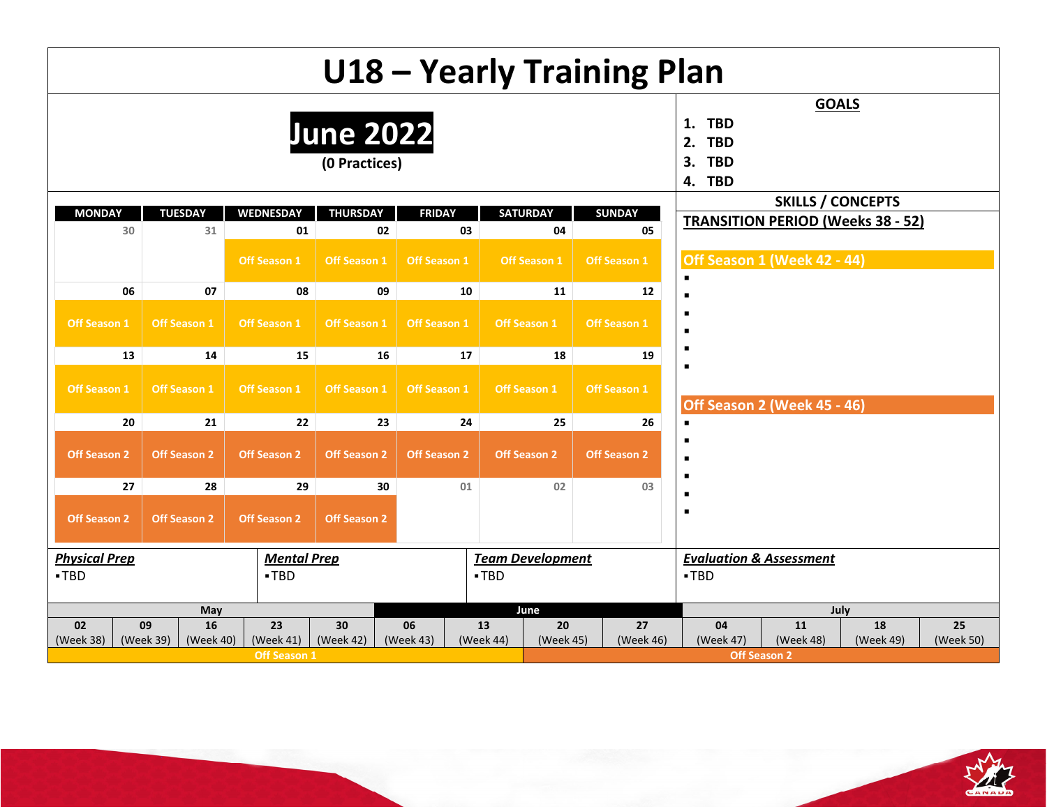# U18 – Yearly Training Plan

## June 2022

**(0 Practices)**

| MONDAY | TUESDAY | WEDNESDAY | THURSDAY | FRIDAY | SATURDAY | SUNDAY |
|---|---|---|---|---|---|---|
| 30 | 31 | 01 Off Season 1 | 02 Off Season 1 | 03 Off Season 1 | 04 Off Season 1 | 05 Off Season 1 |
| 06 Off Season 1 | 07 Off Season 1 | 08 Off Season 1 | 09 Off Season 1 | 10 Off Season 1 | 11 Off Season 1 | 12 Off Season 1 |
| 13 Off Season 1 | 14 Off Season 1 | 15 Off Season 1 | 16 Off Season 1 | 17 Off Season 1 | 18 Off Season 1 | 19 Off Season 1 |
| 20 Off Season 2 | 21 Off Season 2 | 22 Off Season 2 | 23 Off Season 2 | 24 Off Season 2 | 25 Off Season 2 | 26 Off Season 2 |
| 27 Off Season 2 | 28 Off Season 2 | 29 Off Season 2 | 30 Off Season 2 | 01 | 02 | 03 |

**GOALS**

1. TBD
2. TBD
3. TBD
4. TBD

**SKILLS / CONCEPTS**

**TRANSITION PERIOD (Weeks 38 - 52)**

**Off Season 1 (Week 42 - 44)**

▪
▪
▪
▪
▪
▪

**Off Season 2 (Week 45 - 46)**

▪
▪
▪
▪
▪
▪

***Physical Prep***
▪TBD

***Mental Prep***
▪TBD

***Team Development***
▪TBD

***Evaluation & Assessment***
▪TBD

| May | | | | | June | | | | July | | | |
|---|---|---|---|---|---|---|---|---|---|---|---|---|
| 02 (Week 38) | 09 (Week 39) | 16 (Week 40) | 23 (Week 41) | 30 (Week 42) | 06 (Week 43) | 13 (Week 44) | 20 (Week 45) | 27 (Week 46) | 04 (Week 47) | 11 (Week 48) | 18 (Week 49) | 25 (Week 50) |
| Off Season 1 | | | | | | | Off Season 2 | | | | | |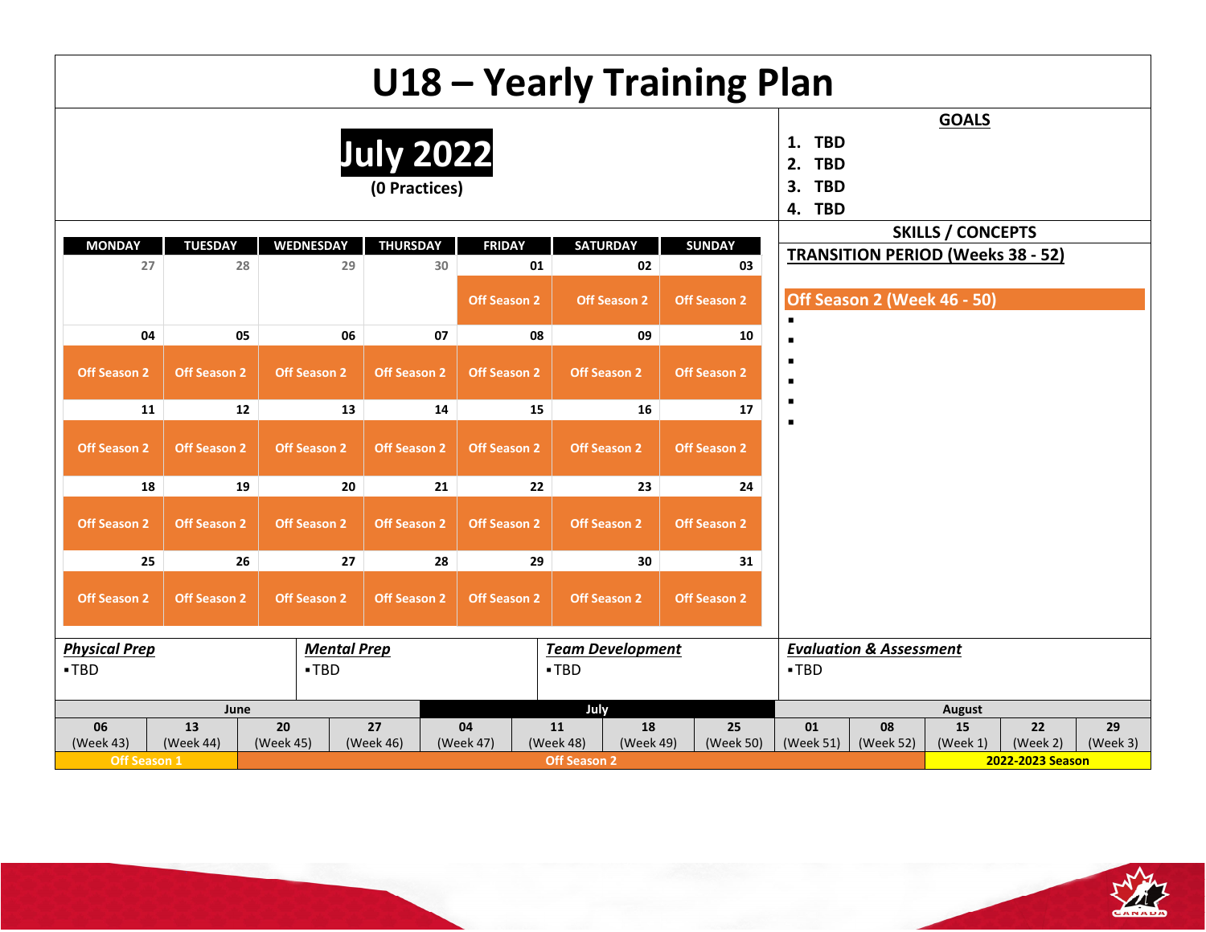# U18 – Yearly Training Plan

## July 2022

**(0 Practices)**

| MONDAY | TUESDAY | WEDNESDAY | THURSDAY | FRIDAY | SATURDAY | SUNDAY |
|---|---|---|---|---|---|---|
| 27 | 28 | 29 | 30 | 01 | 02 | 03 |
| | | | | Off Season 2 | Off Season 2 | Off Season 2 |
| 04 | 05 | 06 | 07 | 08 | 09 | 10 |
| Off Season 2 | Off Season 2 | Off Season 2 | Off Season 2 | Off Season 2 | Off Season 2 | Off Season 2 |
| 11 | 12 | 13 | 14 | 15 | 16 | 17 |
| Off Season 2 | Off Season 2 | Off Season 2 | Off Season 2 | Off Season 2 | Off Season 2 | Off Season 2 |
| 18 | 19 | 20 | 21 | 22 | 23 | 24 |
| Off Season 2 | Off Season 2 | Off Season 2 | Off Season 2 | Off Season 2 | Off Season 2 | Off Season 2 |
| 25 | 26 | 27 | 28 | 29 | 30 | 31 |
| Off Season 2 | Off Season 2 | Off Season 2 | Off Season 2 | Off Season 2 | Off Season 2 | Off Season 2 |

### GOALS

1. TBD
2. TBD
3. TBD
4. TBD

### SKILLS / CONCEPTS

**TRANSITION PERIOD (Weeks 38 - 52)**

**Off Season 2 (Week 46 - 50)**

- 
- 
- 
- 
- 
- 

***Physical Prep***
- TBD

***Mental Prep***
- TBD

***Team Development***
- TBD

***Evaluation & Assessment***
- TBD

| June | | | | July | | | | August | | | | |
|---|---|---|---|---|---|---|---|---|---|---|---|---|
| 06 (Week 43) | 13 (Week 44) | 20 (Week 45) | 27 (Week 46) | 04 (Week 47) | 11 (Week 48) | 18 (Week 49) | 25 (Week 50) | 01 (Week 51) | 08 (Week 52) | 15 (Week 1) | 22 (Week 2) | 29 (Week 3) |
| Off Season 1 | | Off Season 2 | | | | | | | | 2022-2023 Season | | |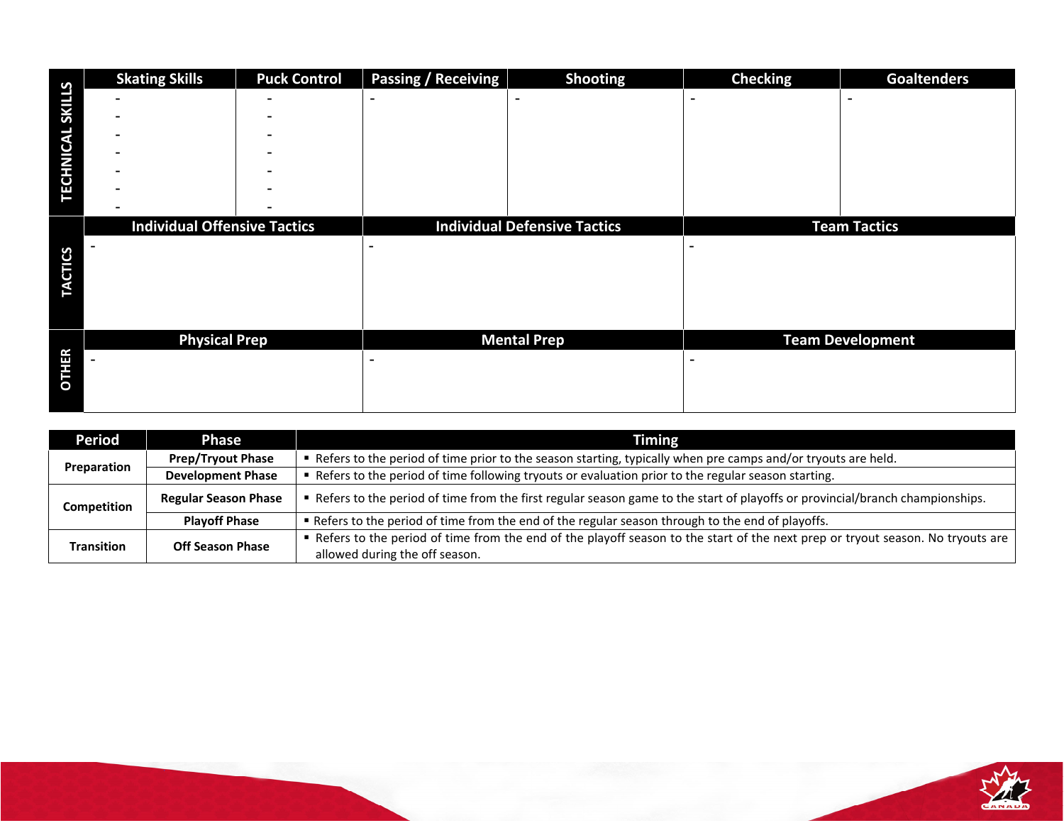| | Skating Skills | Puck Control | Passing / Receiving | Shooting | Checking | Goaltenders |
|---|---|---|---|---|---|---|
| TECHNICAL SKILLS | -<br>-<br>-<br>-<br>-<br>-<br>- | -<br>-<br>-<br>-<br>-<br>-<br>- | - | - | - | - |

| | Individual Offensive Tactics | Individual Defensive Tactics | Team Tactics |
|---|---|---|---|
| TACTICS | - | - | - |

| | Physical Prep | Mental Prep | Team Development |
|---|---|---|---|
| OTHER | - | - | - |

| Period | Phase | Timing |
|---|---|---|
| Preparation | Prep/Tryout Phase | ▪ Refers to the period of time prior to the season starting, typically when pre camps and/or tryouts are held. |
| | Development Phase | ▪ Refers to the period of time following tryouts or evaluation prior to the regular season starting. |
| Competition | Regular Season Phase | ▪ Refers to the period of time from the first regular season game to the start of playoffs or provincial/branch championships. |
| | Playoff Phase | ▪ Refers to the period of time from the end of the regular season through to the end of playoffs. |
| Transition | Off Season Phase | ▪ Refers to the period of time from the end of the playoff season to the start of the next prep or tryout season. No tryouts are allowed during the off season. |